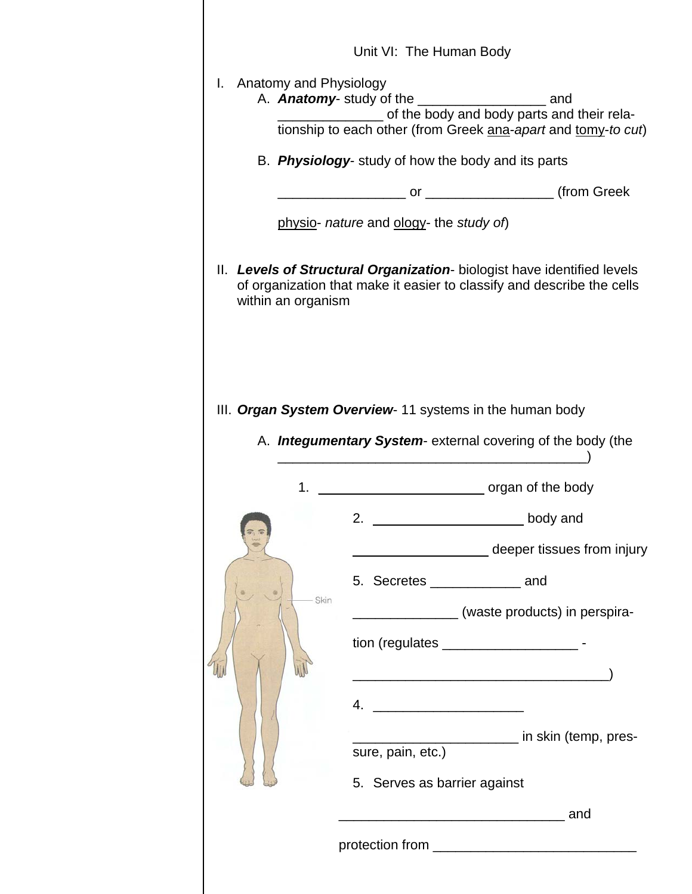Unit VI: The Human Body

I. Anatomy and Physiology

   A. ***Anatomy***- study of the _________________ and ______________ of the body and body parts and their relationship to each other (from Greek <u>ana</u>-*apart* and <u>tomy</u>-*to cut*)

   B. ***Physiology***- study of how the body and its parts

   _________________ or _________________ (from Greek

   <u>physio</u>- *nature* and <u>ology</u>- the *study of*)

II. ***Levels of Structural Organization***- biologist have identified levels of organization that make it easier to classify and describe the cells within an organism

III. ***Organ System Overview***- 11 systems in the human body

   A. ***Integumentary System***- external covering of the body (the __________________________________________)

      1. ______________________ organ of the body

      2. ____________________ body and

      __________________ deeper tissues from injury

      5. Secretes ____________ and

      ______________ (waste products) in perspiration (regulates __________________ -

      __________________________________)

      4. ____________________

      ______________________ in skin (temp, pressure, pain, etc.)

      5. Serves as barrier against

      ______________________________ and

      protection from ___________________________

Skin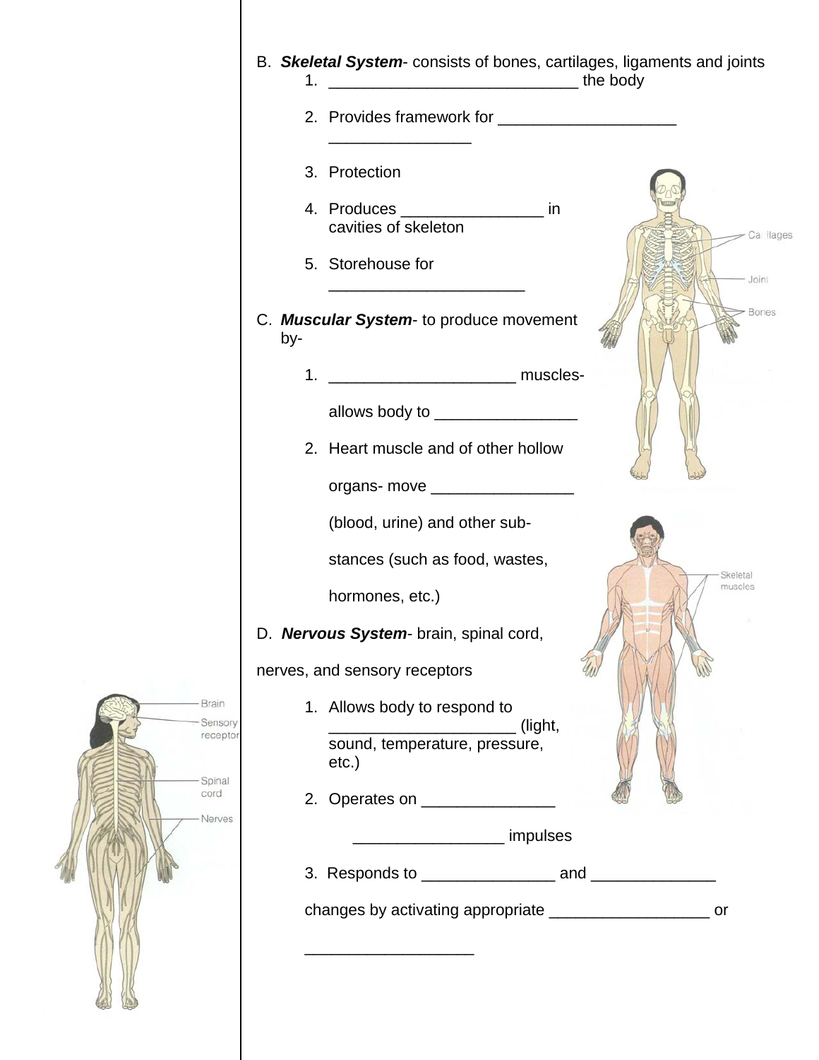B. ***Skeletal System***- consists of bones, cartilages, ligaments and joints

1. ____________________________ the body

2. Provides framework for ____________________ ________________

3. Protection

4. Produces ________________ in cavities of skeleton

5. Storehouse for ______________________

C. ***Muscular System***- to produce movement by-

1. ____________________ muscles- allows body to ________________

2. Heart muscle and of other hollow organs- move ________________ (blood, urine) and other substances (such as food, wastes, hormones, etc.)

D. ***Nervous System***- brain, spinal cord, nerves, and sensory receptors

1. Allows body to respond to ____________________ (light, sound, temperature, pressure, etc.)

2. Operates on _______________ ________________ impulses

3. Responds to _______________ and ______________ changes by activating appropriate __________________ or __________________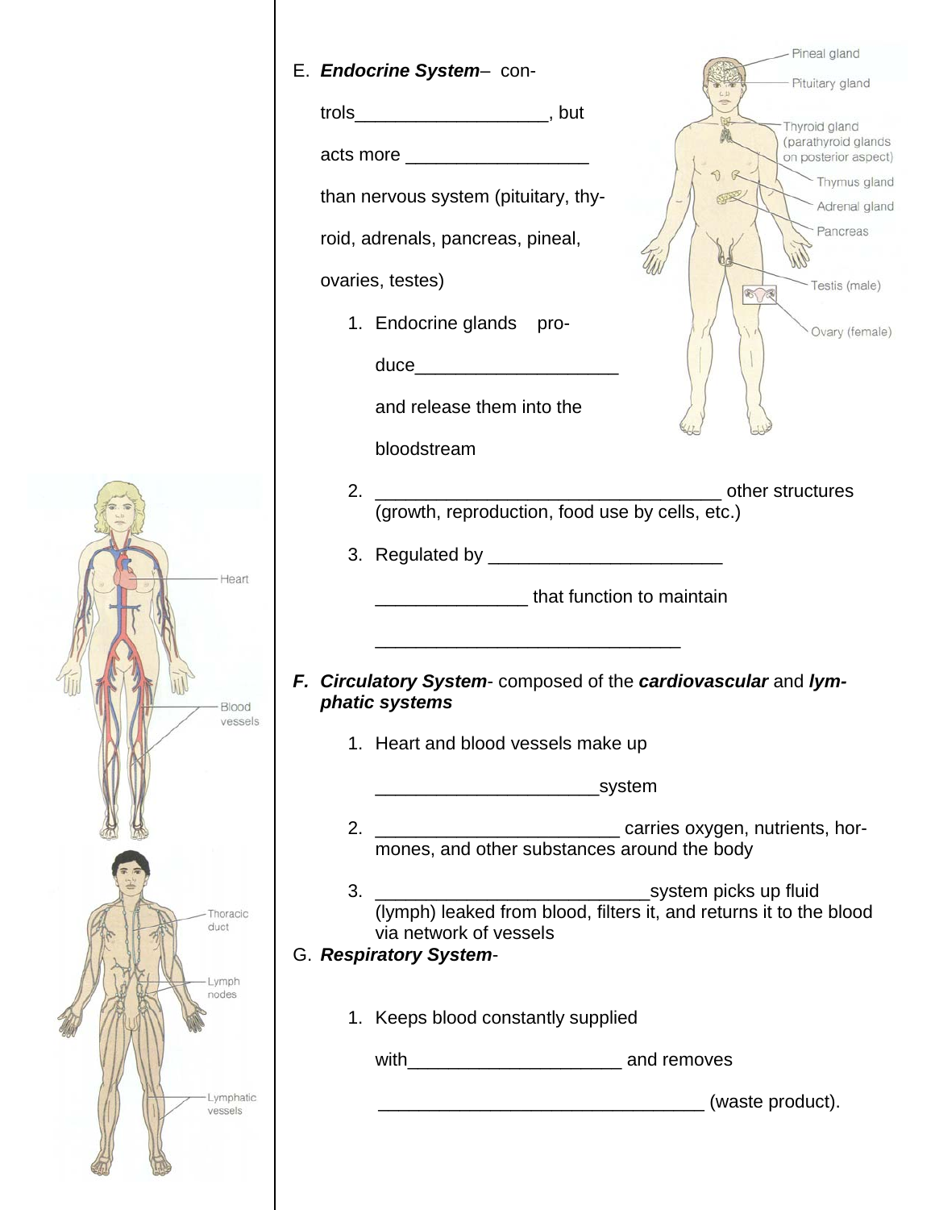E. ***Endocrine System***– controls___________________, but acts more _________________ than nervous system (pituitary, thyroid, adrenals, pancreas, pineal, ovaries, testes)

1. Endocrine glands produce___________________ and release them into the bloodstream
2. __________________________________ other structures (growth, reproduction, food use by cells, etc.)
3. Regulated by ______________________ ______________ that function to maintain ______________________________

***F. Circulatory System***- composed of the ***cardiovascular*** and ***lymphatic systems***

1. Heart and blood vessels make up _____________________system
2. _______________________ carries oxygen, nutrients, hormones, and other substances around the body
3. __________________________system picks up fluid (lymph) leaked from blood, filters it, and returns it to the blood via network of vessels

G. ***Respiratory System***-

1. Keeps blood constantly supplied with____________________ and removes ________________________________ (waste product).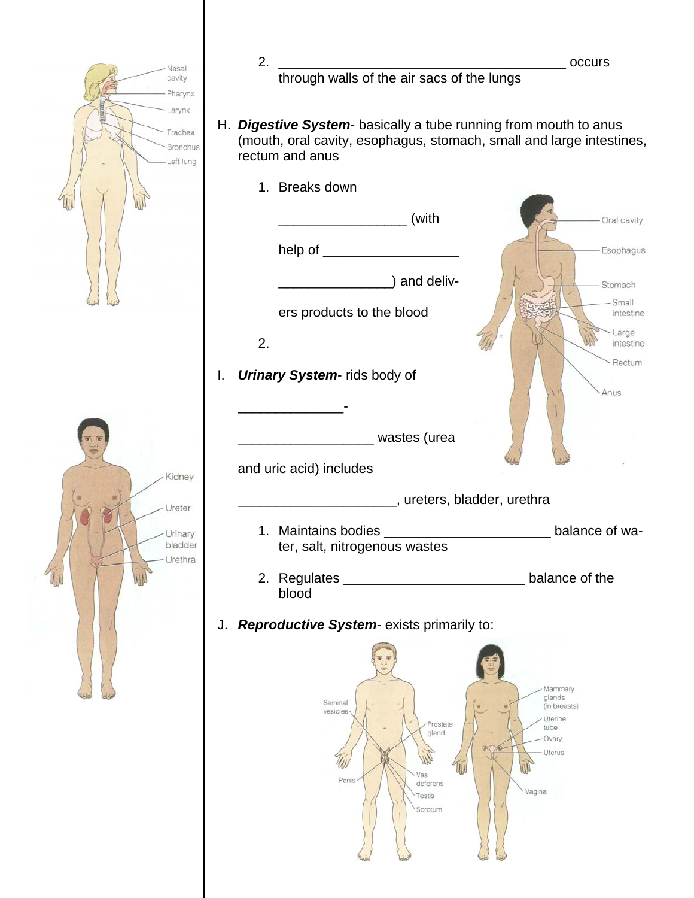2. ________________________________________ occurs through walls of the air sacs of the lungs

H. ***Digestive System***- basically a tube running from mouth to anus (mouth, oral cavity, esophagus, stomach, small and large intestines, rectum and anus

1. Breaks down _________________ (with help of __________________ _______________) and delivers products to the blood

2.

I. ***Urinary System***- rids body of ______________-__________________ wastes (urea and uric acid) includes _____________________, ureters, bladder, urethra

1. Maintains bodies ______________________ balance of water, salt, nitrogenous wastes

2. Regulates ________________________ balance of the blood

J. ***Reproductive System***- exists primarily to: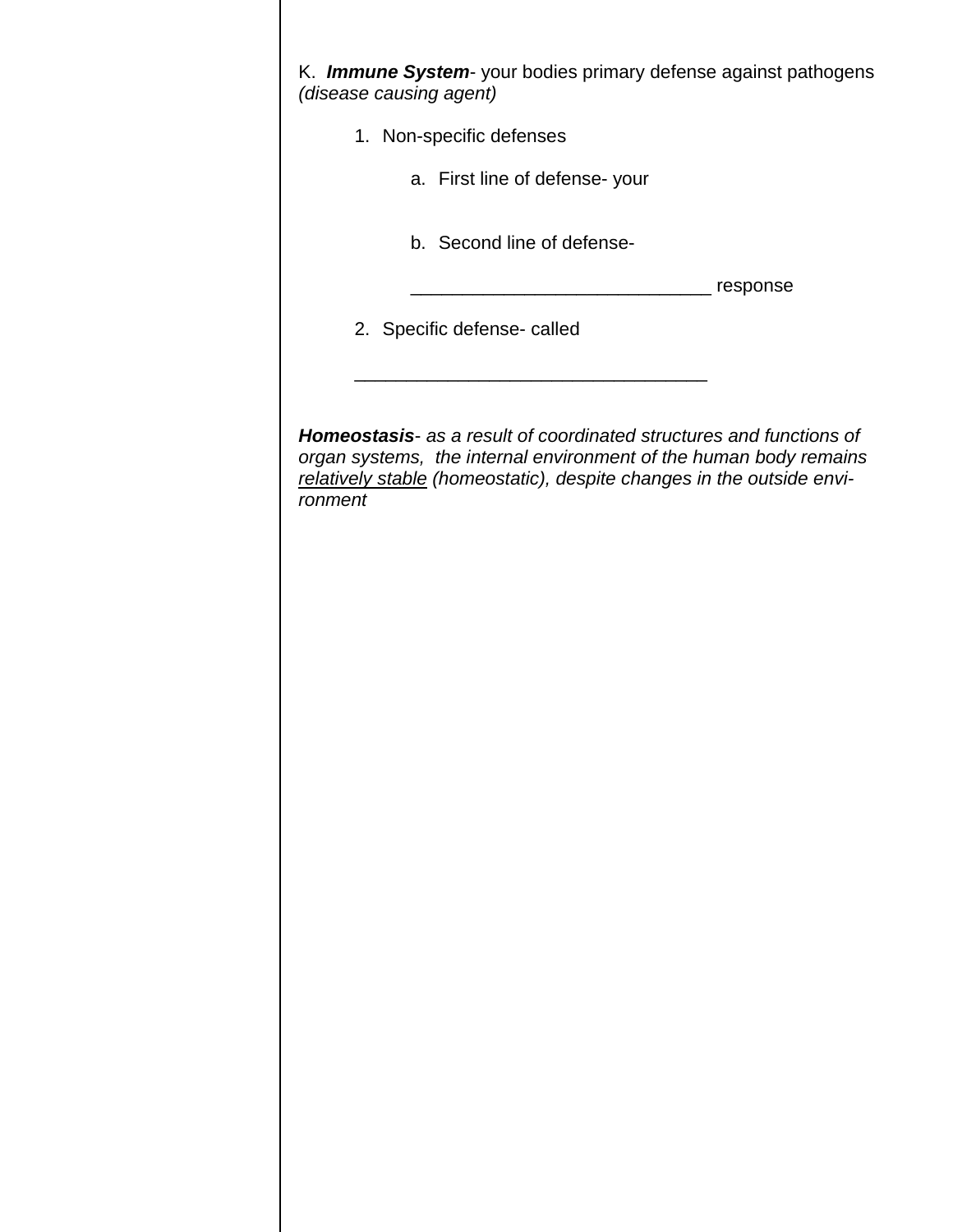K. ***Immune System***- your bodies primary defense against pathogens *(disease causing agent)*

1. Non-specific defenses

    a. First line of defense- your

    b. Second line of defense-

    _____________________________ response

2. Specific defense- called

    __________________________________

***Homeostasis****- as a result of coordinated structures and functions of organ systems, the internal environment of the human body remains* <u>*relatively stable*</u> *(homeostatic), despite changes in the outside environment*